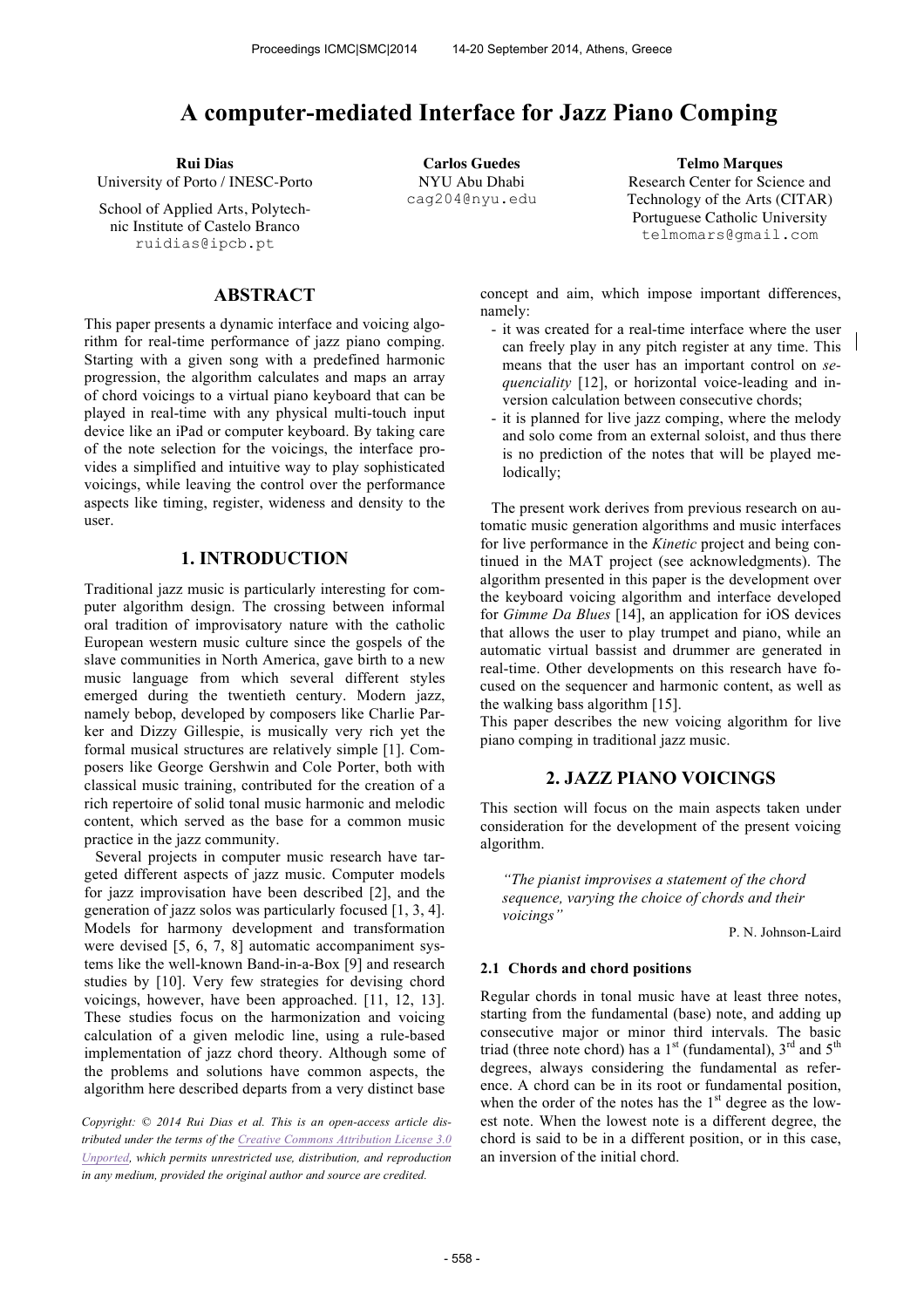# A computer-mediated Interface for Jazz Piano Comping

**Rui Dias**
University of Porto / INESC-Porto
School of Applied Arts, Polytechnic Institute of Castelo Branco
ruidias@ipcb.pt

**Carlos Guedes**
NYU Abu Dhabi
cag204@nyu.edu

**Telmo Marques**
Research Center for Science and Technology of the Arts (CITAR)
Portuguese Catholic University
telmomars@gmail.com

## ABSTRACT

This paper presents a dynamic interface and voicing algorithm for real-time performance of jazz piano comping. Starting with a given song with a predefined harmonic progression, the algorithm calculates and maps an array of chord voicings to a virtual piano keyboard that can be played in real-time with any physical multi-touch input device like an iPad or computer keyboard. By taking care of the note selection for the voicings, the interface provides a simplified and intuitive way to play sophisticated voicings, while leaving the control over the performance aspects like timing, register, wideness and density to the user.

## 1. INTRODUCTION

Traditional jazz music is particularly interesting for computer algorithm design. The crossing between informal oral tradition of improvisatory nature with the catholic European western music culture since the gospels of the slave communities in North America, gave birth to a new music language from which several different styles emerged during the twentieth century. Modern jazz, namely bebop, developed by composers like Charlie Parker and Dizzy Gillespie, is musically very rich yet the formal musical structures are relatively simple [1]. Composers like George Gershwin and Cole Porter, both with classical music training, contributed for the creation of a rich repertoire of solid tonal music harmonic and melodic content, which served as the base for a common music practice in the jazz community.

Several projects in computer music research have targeted different aspects of jazz music. Computer models for jazz improvisation have been described [2], and the generation of jazz solos was particularly focused [1, 3, 4]. Models for harmony development and transformation were devised [5, 6, 7, 8] automatic accompaniment systems like the well-known Band-in-a-Box [9] and research studies by [10]. Very few strategies for devising chord voicings, however, have been approached. [11, 12, 13]. These studies focus on the harmonization and voicing calculation of a given melodic line, using a rule-based implementation of jazz chord theory. Although some of the problems and solutions have common aspects, the algorithm here described departs from a very distinct base concept and aim, which impose important differences, namely:

- it was created for a real-time interface where the user can freely play in any pitch register at any time. This means that the user has an important control on *sequenciality* [12], or horizontal voice-leading and inversion calculation between consecutive chords;
- it is planned for live jazz comping, where the melody and solo come from an external soloist, and thus there is no prediction of the notes that will be played melodically;

The present work derives from previous research on automatic music generation algorithms and music interfaces for live performance in the *Kinetic* project and being continued in the MAT project (see acknowledgments). The algorithm presented in this paper is the development over the keyboard voicing algorithm and interface developed for *Gimme Da Blues* [14], an application for iOS devices that allows the user to play trumpet and piano, while an automatic virtual bassist and drummer are generated in real-time. Other developments on this research have focused on the sequencer and harmonic content, as well as the walking bass algorithm [15].

This paper describes the new voicing algorithm for live piano comping in traditional jazz music.

*Copyright: © 2014 Rui Dias et al. This is an open-access article distributed under the terms of the Creative Commons Attribution License 3.0 Unported, which permits unrestricted use, distribution, and reproduction in any medium, provided the original author and source are credited.*

## 2. JAZZ PIANO VOICINGS

This section will focus on the main aspects taken under consideration for the development of the present voicing algorithm.

> *"The pianist improvises a statement of the chord sequence, varying the choice of chords and their voicings"*
>
> P. N. Johnson-Laird

### 2.1 Chords and chord positions

Regular chords in tonal music have at least three notes, starting from the fundamental (base) note, and adding up consecutive major or minor third intervals. The basic triad (three note chord) has a 1st (fundamental), 3rd and 5th degrees, always considering the fundamental as reference. A chord can be in its root or fundamental position, when the order of the notes has the 1st degree as the lowest note. When the lowest note is a different degree, the chord is said to be in a different position, or in this case, an inversion of the initial chord.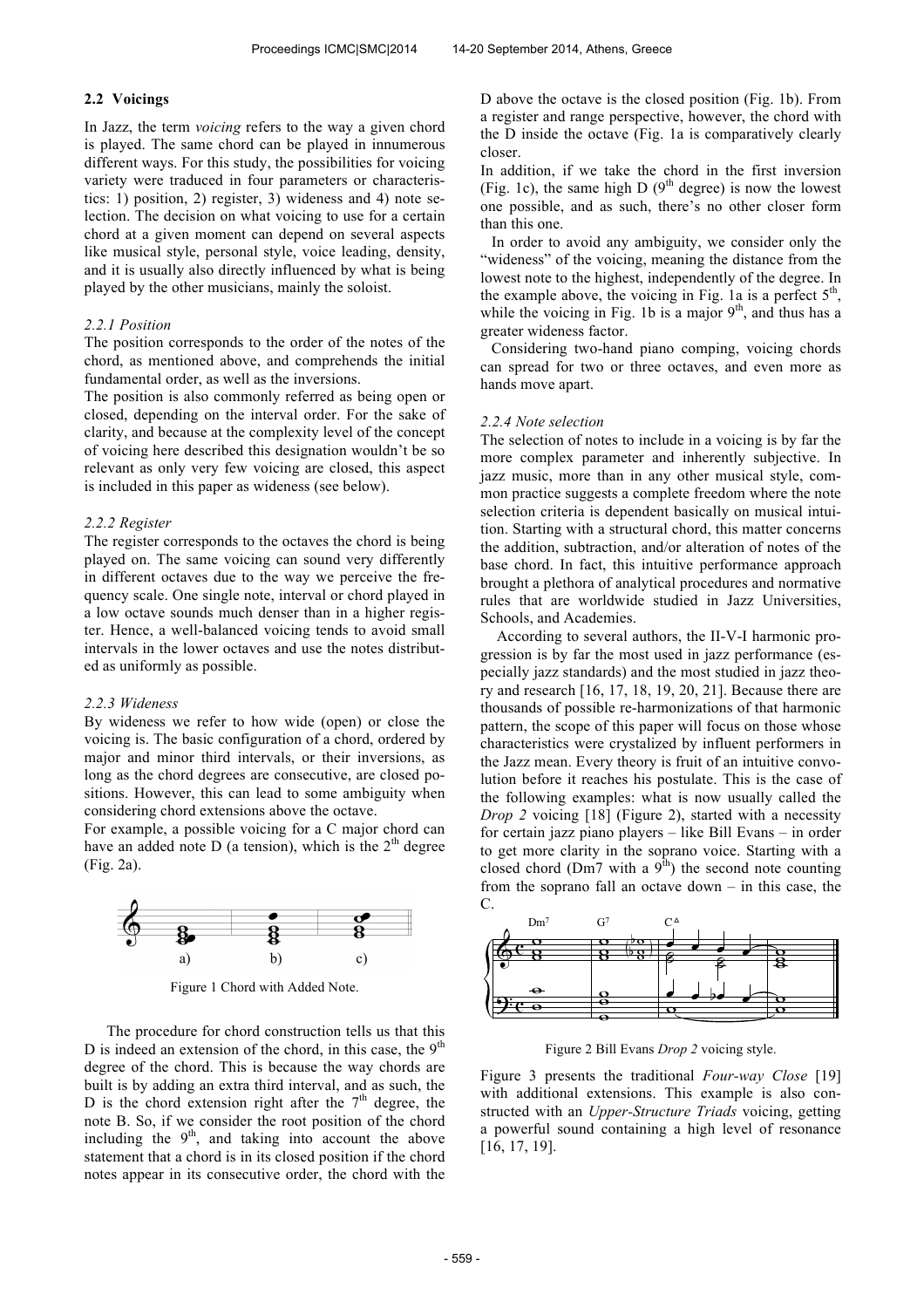### 2.2 Voicings

In Jazz, the term *voicing* refers to the way a given chord is played. The same chord can be played in innumerous different ways. For this study, the possibilities for voicing variety were traduced in four parameters or characteristics: 1) position, 2) register, 3) wideness and 4) note selection. The decision on what voicing to use for a certain chord at a given moment can depend on several aspects like musical style, personal style, voice leading, density, and it is usually also directly influenced by what is being played by the other musicians, mainly the soloist.

#### *2.2.1 Position*

The position corresponds to the order of the notes of the chord, as mentioned above, and comprehends the initial fundamental order, as well as the inversions.

The position is also commonly referred as being open or closed, depending on the interval order. For the sake of clarity, and because at the complexity level of the concept of voicing here described this designation wouldn't be so relevant as only very few voicing are closed, this aspect is included in this paper as wideness (see below).

#### *2.2.2 Register*

The register corresponds to the octaves the chord is being played on. The same voicing can sound very differently in different octaves due to the way we perceive the frequency scale. One single note, interval or chord played in a low octave sounds much denser than in a higher register. Hence, a well-balanced voicing tends to avoid small intervals in the lower octaves and use the notes distributed as uniformly as possible.

#### *2.2.3 Wideness*

By wideness we refer to how wide (open) or close the voicing is. The basic configuration of a chord, ordered by major and minor third intervals, or their inversions, as long as the chord degrees are consecutive, are closed positions. However, this can lead to some ambiguity when considering chord extensions above the octave.

For example, a possible voicing for a C major chord can have an added note D (a tension), which is the 2[th] degree (Fig. 2a).

Figure 1 Chord with Added Note.

The procedure for chord construction tells us that this D is indeed an extension of the chord, in this case, the 9[th] degree of the chord. This is because the way chords are built is by adding an extra third interval, and as such, the D is the chord extension right after the 7[th] degree, the note B. So, if we consider the root position of the chord including the 9[th], and taking into account the above statement that a chord is in its closed position if the chord notes appear in its consecutive order, the chord with the D above the octave is the closed position (Fig. 1b). From a register and range perspective, however, the chord with the D inside the octave (Fig. 1a is comparatively clearly closer.

In addition, if we take the chord in the first inversion (Fig. 1c), the same high D (9[th] degree) is now the lowest one possible, and as such, there's no other closer form than this one.

In order to avoid any ambiguity, we consider only the "wideness" of the voicing, meaning the distance from the lowest note to the highest, independently of the degree. In the example above, the voicing in Fig. 1a is a perfect 5[th], while the voicing in Fig. 1b is a major 9[th], and thus has a greater wideness factor.

Considering two-hand piano comping, voicing chords can spread for two or three octaves, and even more as hands move apart.

#### *2.2.4 Note selection*

The selection of notes to include in a voicing is by far the more complex parameter and inherently subjective. In jazz music, more than in any other musical style, common practice suggests a complete freedom where the note selection criteria is dependent basically on musical intuition. Starting with a structural chord, this matter concerns the addition, subtraction, and/or alteration of notes of the base chord. In fact, this intuitive performance approach brought a plethora of analytical procedures and normative rules that are worldwide studied in Jazz Universities, Schools, and Academies.

According to several authors, the II-V-I harmonic progression is by far the most used in jazz performance (especially jazz standards) and the most studied in jazz theory and research [16, 17, 18, 19, 20, 21]. Because there are thousands of possible re-harmonizations of that harmonic pattern, the scope of this paper will focus on those whose characteristics were crystalized by influent performers in the Jazz mean. Every theory is fruit of an intuitive convolution before it reaches his postulate. This is the case of the following examples: what is now usually called the *Drop 2* voicing [18] (Figure 2), started with a necessity for certain jazz piano players – like Bill Evans – in order to get more clarity in the soprano voice. Starting with a closed chord (Dm7 with a 9[th]) the second note counting from the soprano fall an octave down – in this case, the C.

Figure 2 Bill Evans *Drop 2* voicing style.

Figure 3 presents the traditional *Four-way Close* [19] with additional extensions. This example is also constructed with an *Upper-Structure Triads* voicing, getting a powerful sound containing a high level of resonance [16, 17, 19].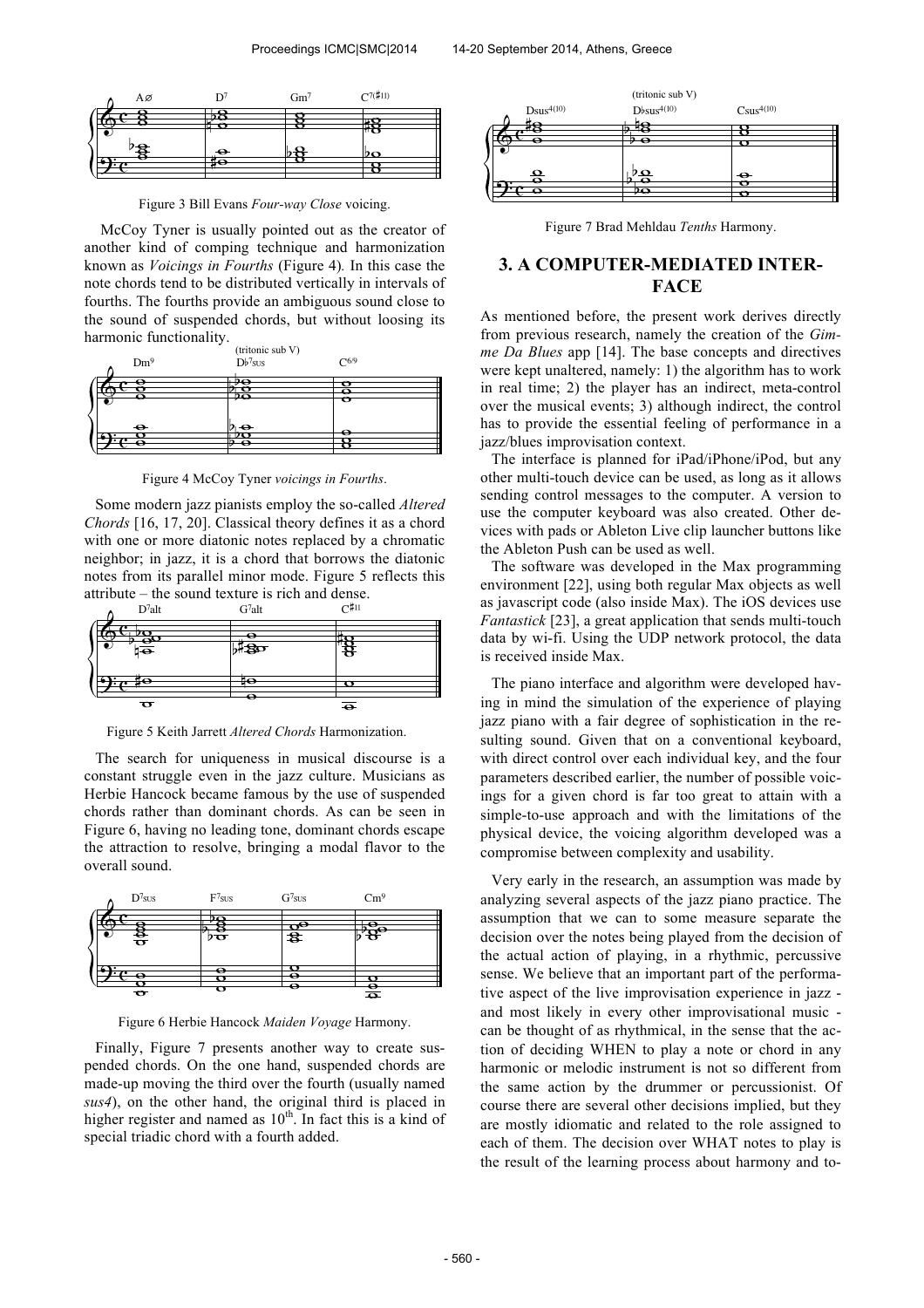Figure 3 Bill Evans *Four-way Close* voicing.

McCoy Tyner is usually pointed out as the creator of another kind of comping technique and harmonization known as *Voicings in Fourths* (Figure 4). In this case the note chords tend to be distributed vertically in intervals of fourths. The fourths provide an ambiguous sound close to the sound of suspended chords, but without loosing its harmonic functionality.

Figure 4 McCoy Tyner *voicings in Fourths*.

Some modern jazz pianists employ the so-called *Altered Chords* [16, 17, 20]. Classical theory defines it as a chord with one or more diatonic notes replaced by a chromatic neighbor; in jazz, it is a chord that borrows the diatonic notes from its parallel minor mode. Figure 5 reflects this attribute – the sound texture is rich and dense.

Figure 5 Keith Jarrett *Altered Chords* Harmonization.

The search for uniqueness in musical discourse is a constant struggle even in the jazz culture. Musicians as Herbie Hancock became famous by the use of suspended chords rather than dominant chords. As can be seen in Figure 6, having no leading tone, dominant chords escape the attraction to resolve, bringing a modal flavor to the overall sound.

Figure 6 Herbie Hancock *Maiden Voyage* Harmony.

Finally, Figure 7 presents another way to create suspended chords. On the one hand, suspended chords are made-up moving the third over the fourth (usually named *sus4*), on the other hand, the original third is placed in higher register and named as 10th. In fact this is a kind of special triadic chord with a fourth added.

Figure 7 Brad Mehldau *Tenths* Harmony.

## 3. A COMPUTER-MEDIATED INTERFACE

As mentioned before, the present work derives directly from previous research, namely the creation of the *Gimme Da Blues* app [14]. The base concepts and directives were kept unaltered, namely: 1) the algorithm has to work in real time; 2) the player has an indirect, meta-control over the musical events; 3) although indirect, the control has to provide the essential feeling of performance in a jazz/blues improvisation context.

The interface is planned for iPad/iPhone/iPod, but any other multi-touch device can be used, as long as it allows sending control messages to the computer. A version to use the computer keyboard was also created. Other devices with pads or Ableton Live clip launcher buttons like the Ableton Push can be used as well.

The software was developed in the Max programming environment [22], using both regular Max objects as well as javascript code (also inside Max). The iOS devices use *Fantastick* [23], a great application that sends multi-touch data by wi-fi. Using the UDP network protocol, the data is received inside Max.

The piano interface and algorithm were developed having in mind the simulation of the experience of playing jazz piano with a fair degree of sophistication in the resulting sound. Given that on a conventional keyboard, with direct control over each individual key, and the four parameters described earlier, the number of possible voicings for a given chord is far too great to attain with a simple-to-use approach and with the limitations of the physical device, the voicing algorithm developed was a compromise between complexity and usability.

Very early in the research, an assumption was made by analyzing several aspects of the jazz piano practice. The assumption that we can to some measure separate the decision over the notes being played from the decision of the actual action of playing, in a rhythmic, percussive sense. We believe that an important part of the performative aspect of the live improvisation experience in jazz - and most likely in every other improvisational music - can be thought of as rhythmical, in the sense that the action of deciding WHEN to play a note or chord in any harmonic or melodic instrument is not so different from the same action by the drummer or percussionist. Of course there are several other decisions implied, but they are mostly idiomatic and related to the role assigned to each of them. The decision over WHAT notes to play is the result of the learning process about harmony and to-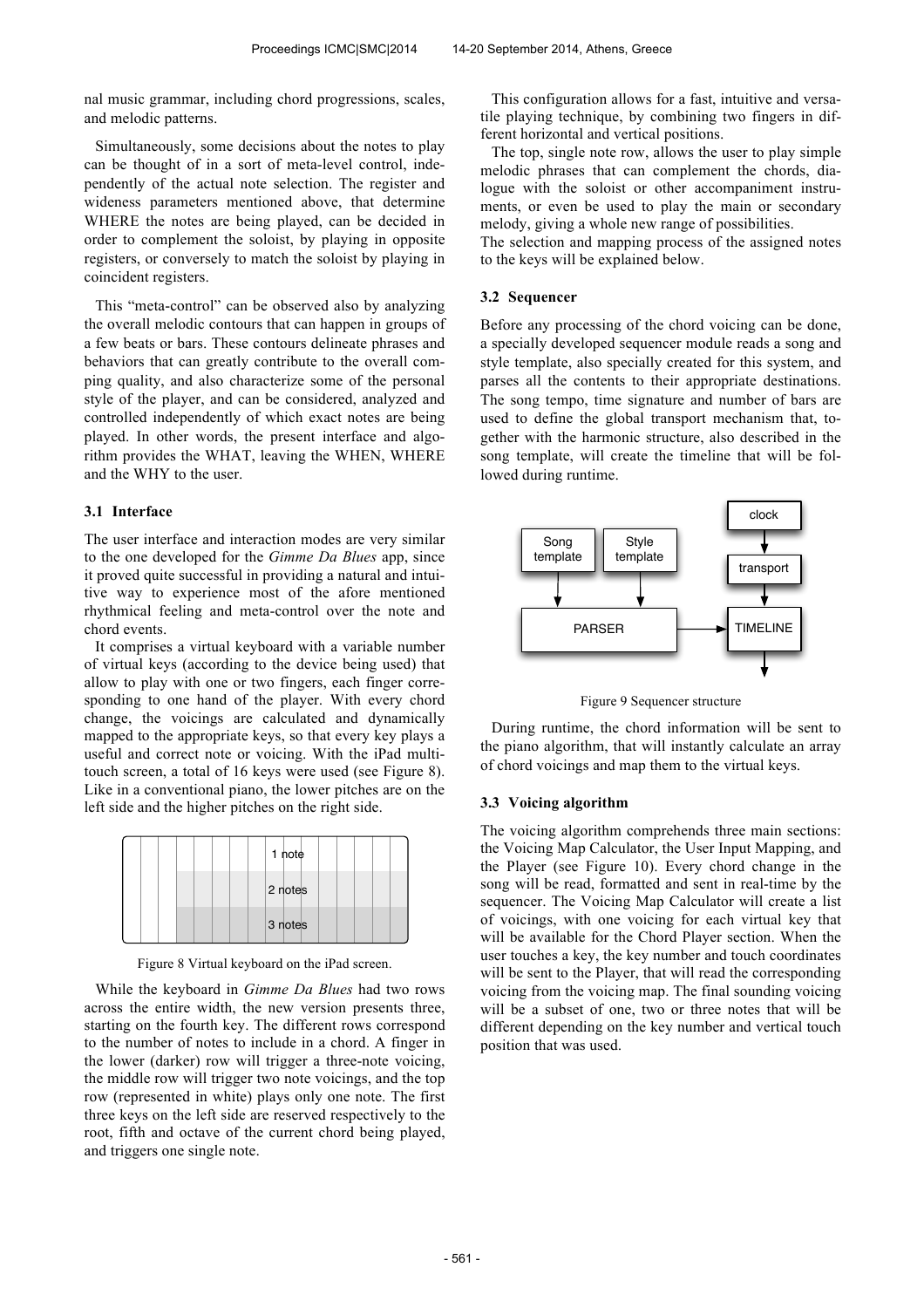nal music grammar, including chord progressions, scales, and melodic patterns.

Simultaneously, some decisions about the notes to play can be thought of in a sort of meta-level control, independently of the actual note selection. The register and wideness parameters mentioned above, that determine WHERE the notes are being played, can be decided in order to complement the soloist, by playing in opposite registers, or conversely to match the soloist by playing in coincident registers.

This "meta-control" can be observed also by analyzing the overall melodic contours that can happen in groups of a few beats or bars. These contours delineate phrases and behaviors that can greatly contribute to the overall comping quality, and also characterize some of the personal style of the player, and can be considered, analyzed and controlled independently of which exact notes are being played. In other words, the present interface and algorithm provides the WHAT, leaving the WHEN, WHERE and the WHY to the user.

### 3.1 Interface

The user interface and interaction modes are very similar to the one developed for the *Gimme Da Blues* app, since it proved quite successful in providing a natural and intuitive way to experience most of the afore mentioned rhythmical feeling and meta-control over the note and chord events.

It comprises a virtual keyboard with a variable number of virtual keys (according to the device being used) that allow to play with one or two fingers, each finger corresponding to one hand of the player. With every chord change, the voicings are calculated and dynamically mapped to the appropriate keys, so that every key plays a useful and correct note or voicing. With the iPad multi-touch screen, a total of 16 keys were used (see Figure 8). Like in a conventional piano, the lower pitches are on the left side and the higher pitches on the right side.

Figure 8 Virtual keyboard on the iPad screen.

While the keyboard in *Gimme Da Blues* had two rows across the entire width, the new version presents three, starting on the fourth key. The different rows correspond to the number of notes to include in a chord. A finger in the lower (darker) row will trigger a three-note voicing, the middle row will trigger two note voicings, and the top row (represented in white) plays only one note. The first three keys on the left side are reserved respectively to the root, fifth and octave of the current chord being played, and triggers one single note.

This configuration allows for a fast, intuitive and versatile playing technique, by combining two fingers in different horizontal and vertical positions.

The top, single note row, allows the user to play simple melodic phrases that can complement the chords, dialogue with the soloist or other accompaniment instruments, or even be used to play the main or secondary melody, giving a whole new range of possibilities.

The selection and mapping process of the assigned notes to the keys will be explained below.

### 3.2 Sequencer

Before any processing of the chord voicing can be done, a specially developed sequencer module reads a song and style template, also specially created for this system, and parses all the contents to their appropriate destinations. The song tempo, time signature and number of bars are used to define the global transport mechanism that, together with the harmonic structure, also described in the song template, will create the timeline that will be followed during runtime.

Figure 9 Sequencer structure

During runtime, the chord information will be sent to the piano algorithm, that will instantly calculate an array of chord voicings and map them to the virtual keys.

### 3.3 Voicing algorithm

The voicing algorithm comprehends three main sections: the Voicing Map Calculator, the User Input Mapping, and the Player (see Figure 10). Every chord change in the song will be read, formatted and sent in real-time by the sequencer. The Voicing Map Calculator will create a list of voicings, with one voicing for each virtual key that will be available for the Chord Player section. When the user touches a key, the key number and touch coordinates will be sent to the Player, that will read the corresponding voicing from the voicing map. The final sounding voicing will be a subset of one, two or three notes that will be different depending on the key number and vertical touch position that was used.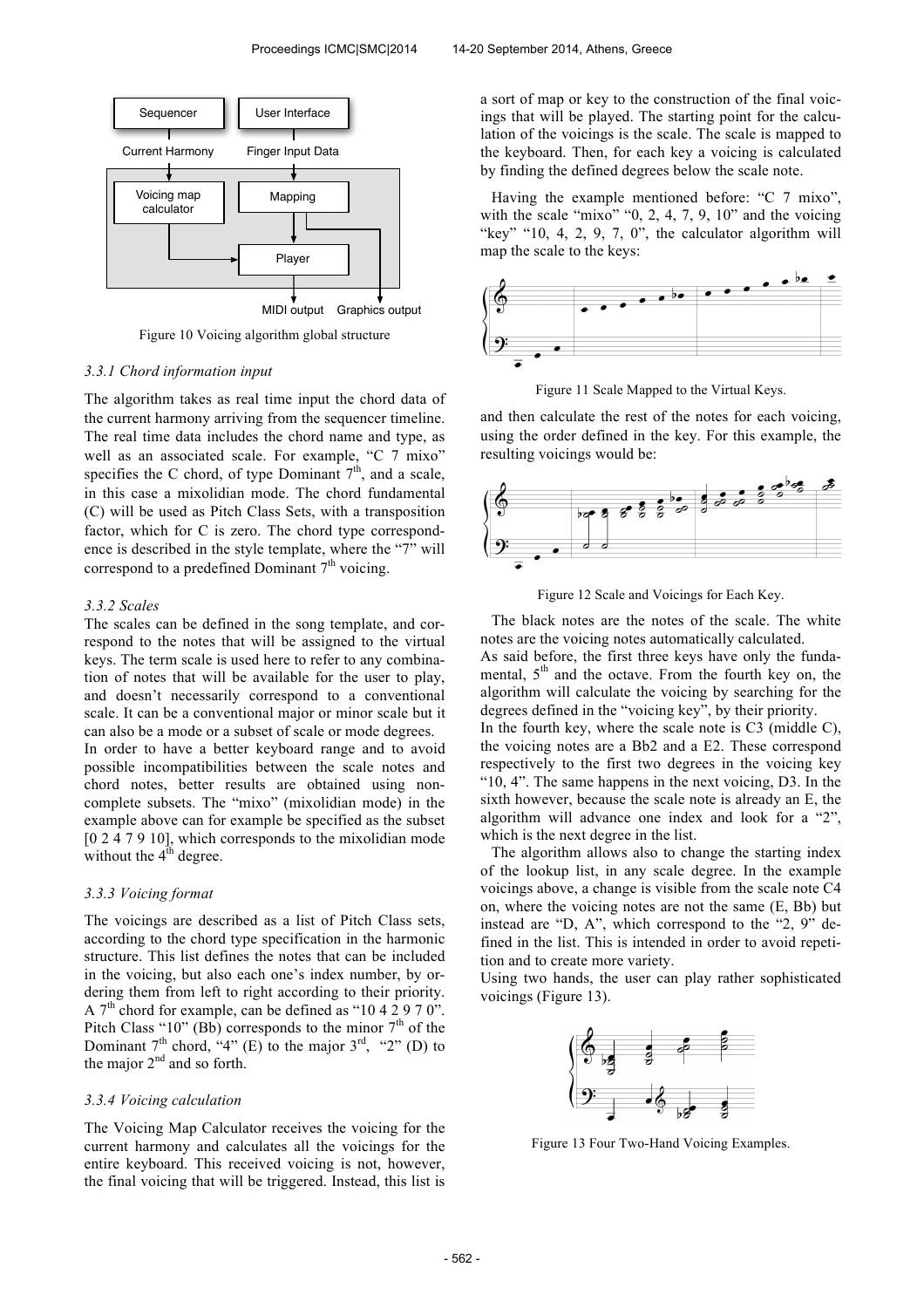Figure 10 Voicing algorithm global structure

*3.3.1 Chord information input*

The algorithm takes as real time input the chord data of the current harmony arriving from the sequencer timeline. The real time data includes the chord name and type, as well as an associated scale. For example, "C 7 mixo" specifies the C chord, of type Dominant $7^{th}$, and a scale, in this case a mixolidian mode. The chord fundamental (C) will be used as Pitch Class Sets, with a transposition factor, which for C is zero. The chord type correspondence is described in the style template, where the "7" will correspond to a predefined Dominant $7^{th}$ voicing.

*3.3.2 Scales*

The scales can be defined in the song template, and correspond to the notes that will be assigned to the virtual keys. The term scale is used here to refer to any combination of notes that will be available for the user to play, and doesn't necessarily correspond to a conventional scale. It can be a conventional major or minor scale but it can also be a mode or a subset of scale or mode degrees.

In order to have a better keyboard range and to avoid possible incompatibilities between the scale notes and chord notes, better results are obtained using non-complete subsets. The "mixo" (mixolidian mode) in the example above can for example be specified as the subset [0 2 4 7 9 10], which corresponds to the mixolidian mode without the $4^{th}$ degree.

*3.3.3 Voicing format*

The voicings are described as a list of Pitch Class sets, according to the chord type specification in the harmonic structure. This list defines the notes that can be included in the voicing, but also each one's index number, by ordering them from left to right according to their priority. A $7^{th}$ chord for example, can be defined as "10 4 2 9 7 0". Pitch Class "10" (Bb) corresponds to the minor $7^{th}$ of the Dominant $7^{th}$ chord, "4" (E) to the major $3^{rd}$, "2" (D) to the major $2^{nd}$ and so forth.

*3.3.4 Voicing calculation*

The Voicing Map Calculator receives the voicing for the current harmony and calculates all the voicings for the entire keyboard. This received voicing is not, however, the final voicing that will be triggered. Instead, this list is a sort of map or key to the construction of the final voicings that will be played. The starting point for the calculation of the voicings is the scale. The scale is mapped to the keyboard. Then, for each key a voicing is calculated by finding the defined degrees below the scale note.

Having the example mentioned before: "C 7 mixo", with the scale "mixo" "0, 2, 4, 7, 9, 10" and the voicing "key" "10, 4, 2, 9, 7, 0", the calculator algorithm will map the scale to the keys:

Figure 11 Scale Mapped to the Virtual Keys.

and then calculate the rest of the notes for each voicing, using the order defined in the key. For this example, the resulting voicings would be:

Figure 12 Scale and Voicings for Each Key.

The black notes are the notes of the scale. The white notes are the voicing notes automatically calculated.

As said before, the first three keys have only the fundamental, $5^{th}$ and the octave. From the fourth key on, the algorithm will calculate the voicing by searching for the degrees defined in the "voicing key", by their priority.

In the fourth key, where the scale note is C3 (middle C), the voicing notes are a Bb2 and a E2. These correspond respectively to the first two degrees in the voicing key "10, 4". The same happens in the next voicing, D3. In the sixth however, because the scale note is already an E, the algorithm will advance one index and look for a "2", which is the next degree in the list.

The algorithm allows also to change the starting index of the lookup list, in any scale degree. In the example voicings above, a change is visible from the scale note C4 on, where the voicing notes are not the same (E, Bb) but instead are "D, A", which correspond to the "2, 9" defined in the list. This is intended in order to avoid repetition and to create more variety.

Using two hands, the user can play rather sophisticated voicings (Figure 13).

Figure 13 Four Two-Hand Voicing Examples.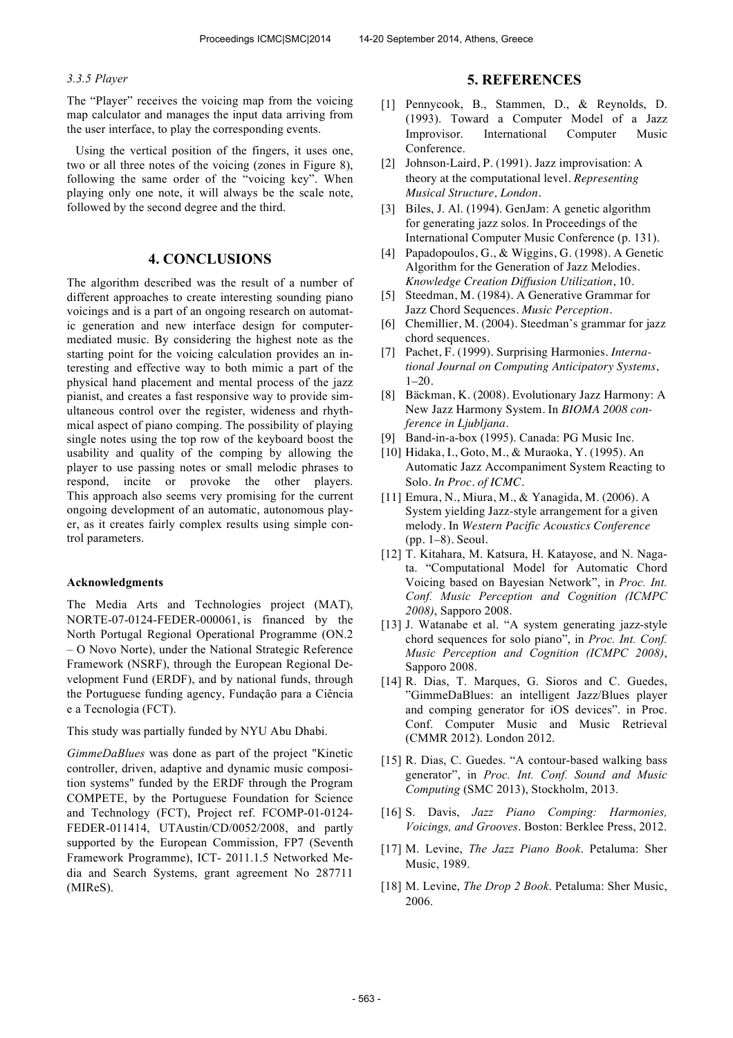#### 3.3.5 Player

The "Player" receives the voicing map from the voicing map calculator and manages the input data arriving from the user interface, to play the corresponding events.

Using the vertical position of the fingers, it uses one, two or all three notes of the voicing (zones in Figure 8), following the same order of the "voicing key". When playing only one note, it will always be the scale note, followed by the second degree and the third.

## 4. CONCLUSIONS

The algorithm described was the result of a number of different approaches to create interesting sounding piano voicings and is a part of an ongoing research on automatic generation and new interface design for computer-mediated music. By considering the highest note as the starting point for the voicing calculation provides an interesting and effective way to both mimic a part of the physical hand placement and mental process of the jazz pianist, and creates a fast responsive way to provide simultaneous control over the register, wideness and rhythmical aspect of piano comping. The possibility of playing single notes using the top row of the keyboard boost the usability and quality of the comping by allowing the player to use passing notes or small melodic phrases to respond, incite or provoke the other players. This approach also seems very promising for the current ongoing development of an automatic, autonomous player, as it creates fairly complex results using simple control parameters.

#### Acknowledgments

The Media Arts and Technologies project (MAT), NORTE-07-0124-FEDER-000061, is financed by the North Portugal Regional Operational Programme (ON.2 – O Novo Norte), under the National Strategic Reference Framework (NSRF), through the European Regional Development Fund (ERDF), and by national funds, through the Portuguese funding agency, Fundação para a Ciência e a Tecnologia (FCT).

This study was partially funded by NYU Abu Dhabi.

*GimmeDaBlues* was done as part of the project "Kinetic controller, driven, adaptive and dynamic music composition systems" funded by the ERDF through the Program COMPETE, by the Portuguese Foundation for Science and Technology (FCT), Project ref. FCOMP-01-0124-FEDER-011414, UTAustin/CD/0052/2008, and partly supported by the European Commission, FP7 (Seventh Framework Programme), ICT- 2011.1.5 Networked Media and Search Systems, grant agreement No 287711 (MIReS).

## 5. REFERENCES

[1] Pennycook, B., Stammen, D., & Reynolds, D. (1993). Toward a Computer Model of a Jazz Improvisor. International Computer Music Conference.

[2] Johnson-Laird, P. (1991). Jazz improvisation: A theory at the computational level. *Representing Musical Structure, London*.

[3] Biles, J. Al. (1994). GenJam: A genetic algorithm for generating jazz solos. In Proceedings of the International Computer Music Conference (p. 131).

[4] Papadopoulos, G., & Wiggins, G. (1998). A Genetic Algorithm for the Generation of Jazz Melodies. *Knowledge Creation Diffusion Utilization*, 10.

[5] Steedman, M. (1984). A Generative Grammar for Jazz Chord Sequences. *Music Perception*.

[6] Chemillier, M. (2004). Steedman's grammar for jazz chord sequences.

[7] Pachet, F. (1999). Surprising Harmonies. *International Journal on Computing Anticipatory Systems*, 1–20.

[8] Bäckman, K. (2008). Evolutionary Jazz Harmony: A New Jazz Harmony System. In *BIOMA 2008 conference in Ljubljana*.

[9] Band-in-a-box (1995). Canada: PG Music Inc.

[10] Hidaka, I., Goto, M., & Muraoka, Y. (1995). An Automatic Jazz Accompaniment System Reacting to Solo. *In Proc. of ICMC*.

[11] Emura, N., Miura, M., & Yanagida, M. (2006). A System yielding Jazz-style arrangement for a given melody. In *Western Pacific Acoustics Conference* (pp. 1–8). Seoul.

[12] T. Kitahara, M. Katsura, H. Katayose, and N. Nagata. "Computational Model for Automatic Chord Voicing based on Bayesian Network", in *Proc. Int. Conf. Music Perception and Cognition (ICMPC 2008)*, Sapporo 2008.

[13] J. Watanabe et al. "A system generating jazz-style chord sequences for solo piano", in *Proc. Int. Conf. Music Perception and Cognition (ICMPC 2008)*, Sapporo 2008.

[14] R. Dias, T. Marques, G. Sioros and C. Guedes, "GimmeDaBlues: an intelligent Jazz/Blues player and comping generator for iOS devices". in Proc. Conf. Computer Music and Music Retrieval (CMMR 2012). London 2012.

[15] R. Dias, C. Guedes. "A contour-based walking bass generator", in *Proc. Int. Conf. Sound and Music Computing* (SMC 2013), Stockholm, 2013.

[16] S. Davis, *Jazz Piano Comping: Harmonies, Voicings, and Grooves*. Boston: Berklee Press, 2012.

[17] M. Levine, *The Jazz Piano Book*. Petaluma: Sher Music, 1989.

[18] M. Levine, *The Drop 2 Book*. Petaluma: Sher Music, 2006.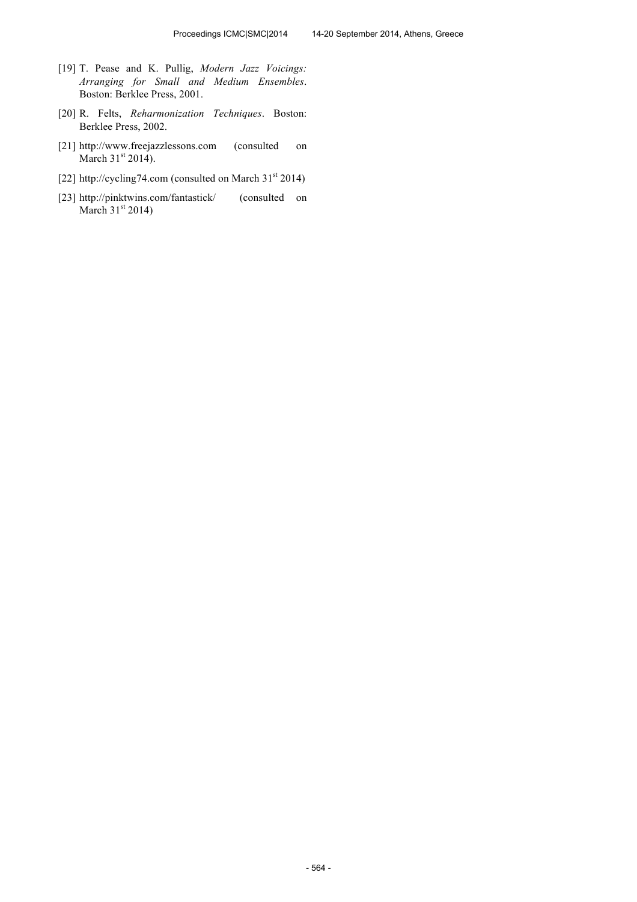[19] T. Pease and K. Pullig, *Modern Jazz Voicings: Arranging for Small and Medium Ensembles*. Boston: Berklee Press, 2001.

[20] R. Felts, *Reharmonization Techniques*. Boston: Berklee Press, 2002.

[21] http://www.freejazzlessons.com (consulted on March 31st 2014).

[22] http://cycling74.com (consulted on March 31st 2014)

[23] http://pinktwins.com/fantastick/ (consulted on March 31st 2014)